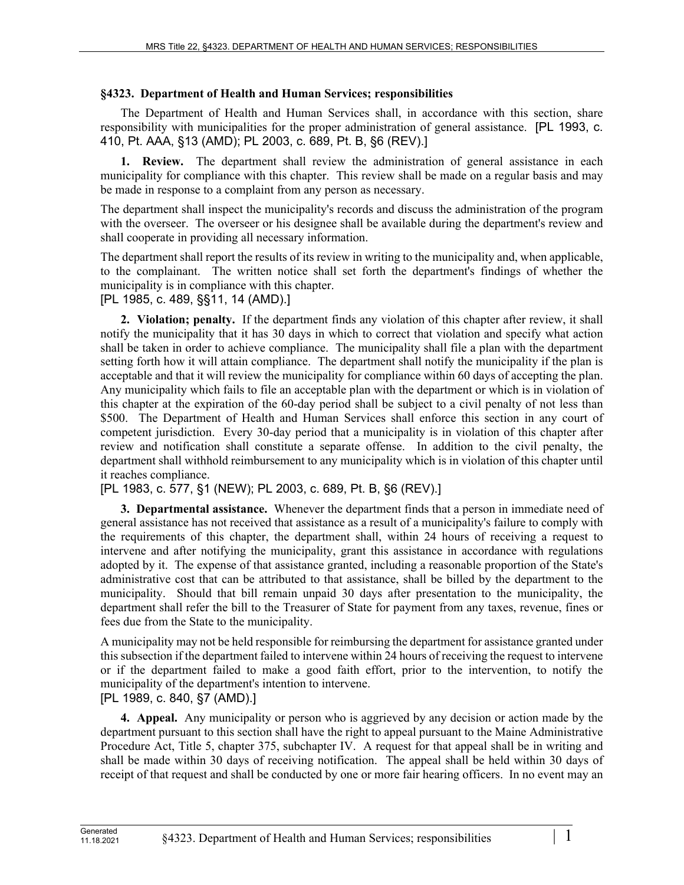### §4323. Department of Health and Human Services; responsibilities

The Department of Health and Human Services shall, in accordance with this section, share responsibility with municipalities for the proper administration of general assistance. [PL 1993, c. 410, Pt. AAA, §13 (AMD); PL 2003, c. 689, Pt. B, §6 (REV).]

**1. Review.** The department shall review the administration of general assistance in each municipality for compliance with this chapter. This review shall be made on a regular basis and may be made in response to a complaint from any person as necessary.

The department shall inspect the municipality's records and discuss the administration of the program with the overseer. The overseer or his designee shall be available during the department's review and shall cooperate in providing all necessary information.

The department shall report the results of its review in writing to the municipality and, when applicable, to the complainant. The written notice shall set forth the department's findings of whether the municipality is in compliance with this chapter.

[PL 1985, c. 489, §§11, 14 (AMD).]

**2. Violation; penalty.** If the department finds any violation of this chapter after review, it shall notify the municipality that it has 30 days in which to correct that violation and specify what action shall be taken in order to achieve compliance. The municipality shall file a plan with the department setting forth how it will attain compliance. The department shall notify the municipality if the plan is acceptable and that it will review the municipality for compliance within 60 days of accepting the plan. Any municipality which fails to file an acceptable plan with the department or which is in violation of this chapter at the expiration of the 60-day period shall be subject to a civil penalty of not less than $500. The Department of Health and Human Services shall enforce this section in any court of competent jurisdiction. Every 30-day period that a municipality is in violation of this chapter after review and notification shall constitute a separate offense. In addition to the civil penalty, the department shall withhold reimbursement to any municipality which is in violation of this chapter until it reaches compliance.

[PL 1983, c. 577, §1 (NEW); PL 2003, c. 689, Pt. B, §6 (REV).]

**3. Departmental assistance.** Whenever the department finds that a person in immediate need of general assistance has not received that assistance as a result of a municipality's failure to comply with the requirements of this chapter, the department shall, within 24 hours of receiving a request to intervene and after notifying the municipality, grant this assistance in accordance with regulations adopted by it. The expense of that assistance granted, including a reasonable proportion of the State's administrative cost that can be attributed to that assistance, shall be billed by the department to the municipality. Should that bill remain unpaid 30 days after presentation to the municipality, the department shall refer the bill to the Treasurer of State for payment from any taxes, revenue, fines or fees due from the State to the municipality.

A municipality may not be held responsible for reimbursing the department for assistance granted under this subsection if the department failed to intervene within 24 hours of receiving the request to intervene or if the department failed to make a good faith effort, prior to the intervention, to notify the municipality of the department's intention to intervene.

[PL 1989, c. 840, §7 (AMD).]

**4. Appeal.** Any municipality or person who is aggrieved by any decision or action made by the department pursuant to this section shall have the right to appeal pursuant to the Maine Administrative Procedure Act, Title 5, chapter 375, subchapter IV. A request for that appeal shall be in writing and shall be made within 30 days of receiving notification. The appeal shall be held within 30 days of receipt of that request and shall be conducted by one or more fair hearing officers. In no event may an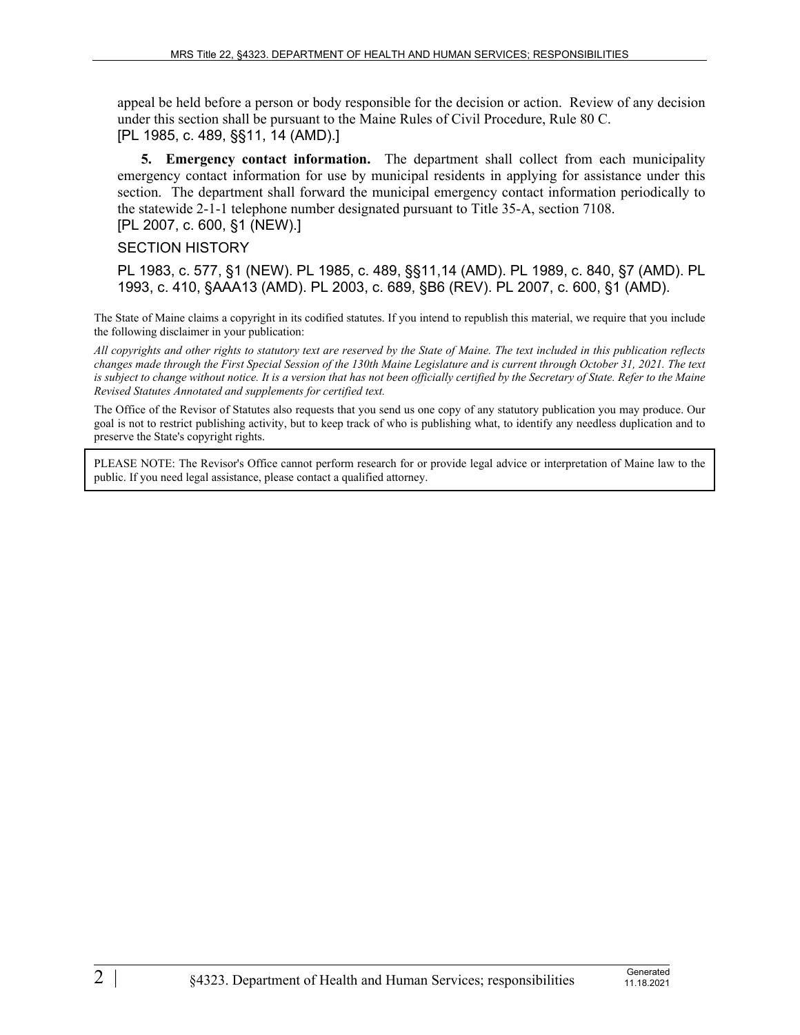appeal be held before a person or body responsible for the decision or action. Review of any decision under this section shall be pursuant to the Maine Rules of Civil Procedure, Rule 80 C.
[PL 1985, c. 489, §§11, 14 (AMD).]

**5. Emergency contact information.** The department shall collect from each municipality emergency contact information for use by municipal residents in applying for assistance under this section. The department shall forward the municipal emergency contact information periodically to the statewide 2-1-1 telephone number designated pursuant to Title 35-A, section 7108.
[PL 2007, c. 600, §1 (NEW).]

SECTION HISTORY

PL 1983, c. 577, §1 (NEW). PL 1985, c. 489, §§11,14 (AMD). PL 1989, c. 840, §7 (AMD). PL 1993, c. 410, §AAA13 (AMD). PL 2003, c. 689, §B6 (REV). PL 2007, c. 600, §1 (AMD).

The State of Maine claims a copyright in its codified statutes. If you intend to republish this material, we require that you include the following disclaimer in your publication:

*All copyrights and other rights to statutory text are reserved by the State of Maine. The text included in this publication reflects changes made through the First Special Session of the 130th Maine Legislature and is current through October 31, 2021. The text is subject to change without notice. It is a version that has not been officially certified by the Secretary of State. Refer to the Maine Revised Statutes Annotated and supplements for certified text.*

The Office of the Revisor of Statutes also requests that you send us one copy of any statutory publication you may produce. Our goal is not to restrict publishing activity, but to keep track of who is publishing what, to identify any needless duplication and to preserve the State's copyright rights.

PLEASE NOTE: The Revisor's Office cannot perform research for or provide legal advice or interpretation of Maine law to the public. If you need legal assistance, please contact a qualified attorney.